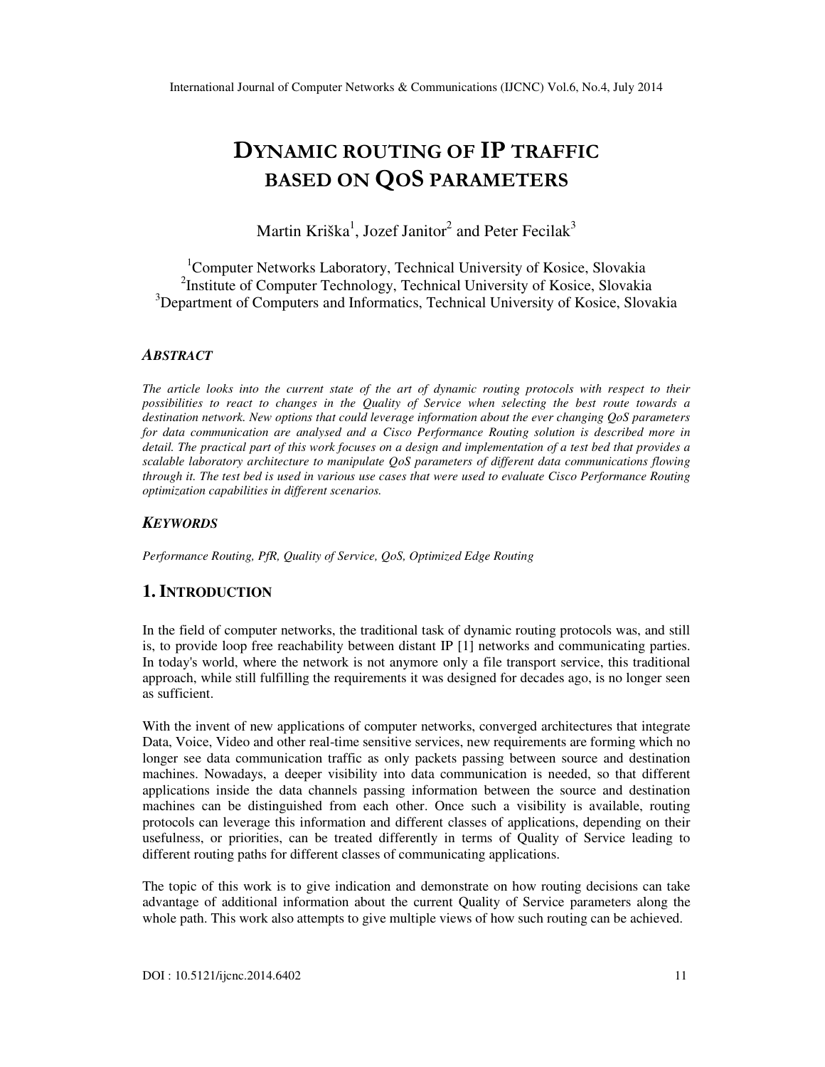# DYNAMIC ROUTING OF IP TRAFFIC BASED ON QOS PARAMETERS

Martin Kriška[1], Jozef Janitor[2] and Peter Fecilak[3]

[1]Computer Networks Laboratory, Technical University of Kosice, Slovakia
[2]Institute of Computer Technology, Technical University of Kosice, Slovakia
[3]Department of Computers and Informatics, Technical University of Kosice, Slovakia

### ABSTRACT

*The article looks into the current state of the art of dynamic routing protocols with respect to their possibilities to react to changes in the Quality of Service when selecting the best route towards a destination network. New options that could leverage information about the ever changing QoS parameters for data communication are analysed and a Cisco Performance Routing solution is described more in detail. The practical part of this work focuses on a design and implementation of a test bed that provides a scalable laboratory architecture to manipulate QoS parameters of different data communications flowing through it. The test bed is used in various use cases that were used to evaluate Cisco Performance Routing optimization capabilities in different scenarios.*

### KEYWORDS

*Performance Routing, PfR, Quality of Service, QoS, Optimized Edge Routing*

## 1. INTRODUCTION

In the field of computer networks, the traditional task of dynamic routing protocols was, and still is, to provide loop free reachability between distant IP [1] networks and communicating parties. In today's world, where the network is not anymore only a file transport service, this traditional approach, while still fulfilling the requirements it was designed for decades ago, is no longer seen as sufficient.

With the invent of new applications of computer networks, converged architectures that integrate Data, Voice, Video and other real-time sensitive services, new requirements are forming which no longer see data communication traffic as only packets passing between source and destination machines. Nowadays, a deeper visibility into data communication is needed, so that different applications inside the data channels passing information between the source and destination machines can be distinguished from each other. Once such a visibility is available, routing protocols can leverage this information and different classes of applications, depending on their usefulness, or priorities, can be treated differently in terms of Quality of Service leading to different routing paths for different classes of communicating applications.

The topic of this work is to give indication and demonstrate on how routing decisions can take advantage of additional information about the current Quality of Service parameters along the whole path. This work also attempts to give multiple views of how such routing can be achieved.

DOI : 10.5121/ijcnc.2014.6402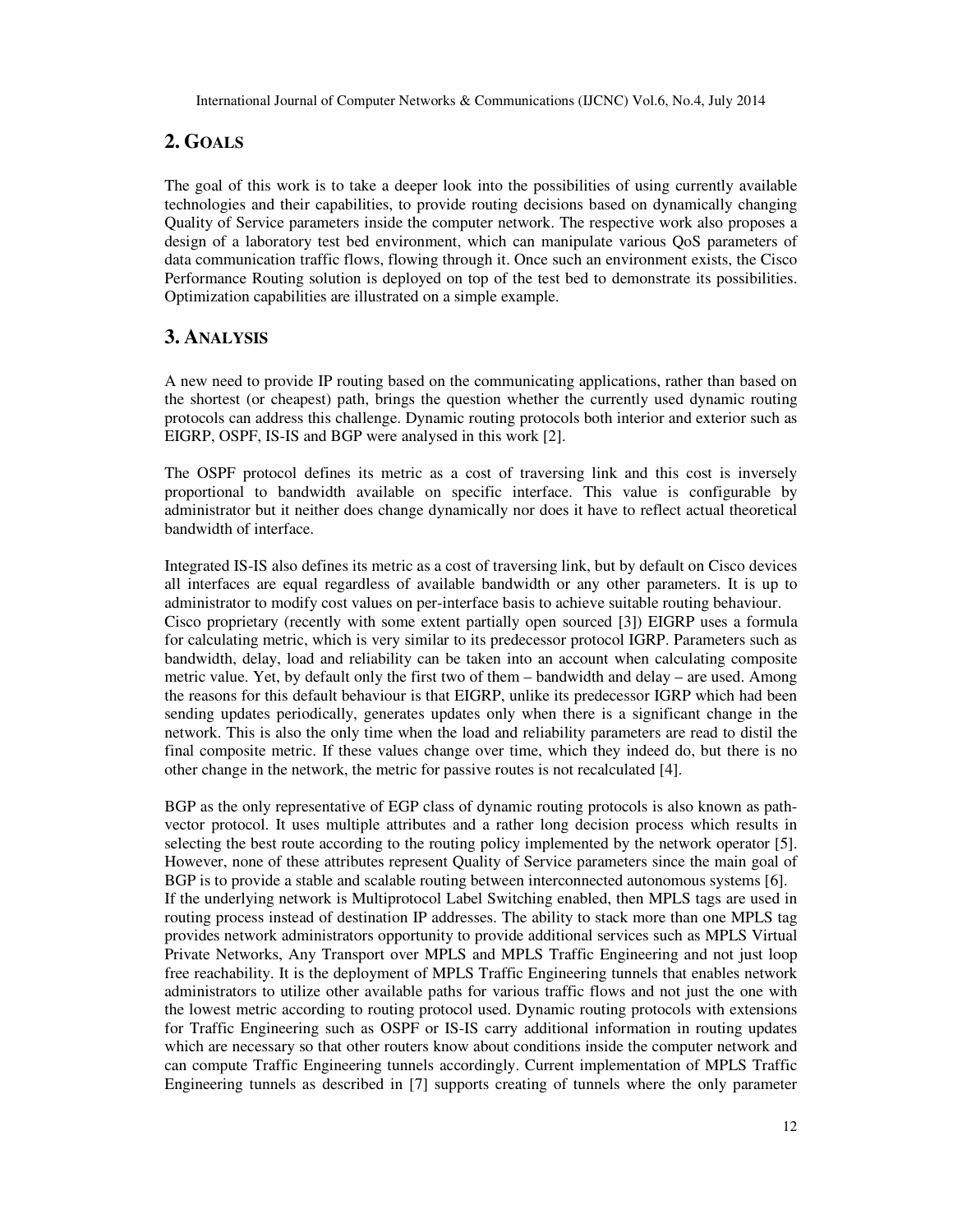## 2. GOALS

The goal of this work is to take a deeper look into the possibilities of using currently available technologies and their capabilities, to provide routing decisions based on dynamically changing Quality of Service parameters inside the computer network. The respective work also proposes a design of a laboratory test bed environment, which can manipulate various QoS parameters of data communication traffic flows, flowing through it. Once such an environment exists, the Cisco Performance Routing solution is deployed on top of the test bed to demonstrate its possibilities. Optimization capabilities are illustrated on a simple example.

## 3. ANALYSIS

A new need to provide IP routing based on the communicating applications, rather than based on the shortest (or cheapest) path, brings the question whether the currently used dynamic routing protocols can address this challenge. Dynamic routing protocols both interior and exterior such as EIGRP, OSPF, IS-IS and BGP were analysed in this work [2].

The OSPF protocol defines its metric as a cost of traversing link and this cost is inversely proportional to bandwidth available on specific interface. This value is configurable by administrator but it neither does change dynamically nor does it have to reflect actual theoretical bandwidth of interface.

Integrated IS-IS also defines its metric as a cost of traversing link, but by default on Cisco devices all interfaces are equal regardless of available bandwidth or any other parameters. It is up to administrator to modify cost values on per-interface basis to achieve suitable routing behaviour.
Cisco proprietary (recently with some extent partially open sourced [3]) EIGRP uses a formula for calculating metric, which is very similar to its predecessor protocol IGRP. Parameters such as bandwidth, delay, load and reliability can be taken into an account when calculating composite metric value. Yet, by default only the first two of them – bandwidth and delay – are used. Among the reasons for this default behaviour is that EIGRP, unlike its predecessor IGRP which had been sending updates periodically, generates updates only when there is a significant change in the network. This is also the only time when the load and reliability parameters are read to distil the final composite metric. If these values change over time, which they indeed do, but there is no other change in the network, the metric for passive routes is not recalculated [4].

BGP as the only representative of EGP class of dynamic routing protocols is also known as path-vector protocol. It uses multiple attributes and a rather long decision process which results in selecting the best route according to the routing policy implemented by the network operator [5]. However, none of these attributes represent Quality of Service parameters since the main goal of BGP is to provide a stable and scalable routing between interconnected autonomous systems [6].
If the underlying network is Multiprotocol Label Switching enabled, then MPLS tags are used in routing process instead of destination IP addresses. The ability to stack more than one MPLS tag provides network administrators opportunity to provide additional services such as MPLS Virtual Private Networks, Any Transport over MPLS and MPLS Traffic Engineering and not just loop free reachability. It is the deployment of MPLS Traffic Engineering tunnels that enables network administrators to utilize other available paths for various traffic flows and not just the one with the lowest metric according to routing protocol used. Dynamic routing protocols with extensions for Traffic Engineering such as OSPF or IS-IS carry additional information in routing updates which are necessary so that other routers know about conditions inside the computer network and can compute Traffic Engineering tunnels accordingly. Current implementation of MPLS Traffic Engineering tunnels as described in [7] supports creating of tunnels where the only parameter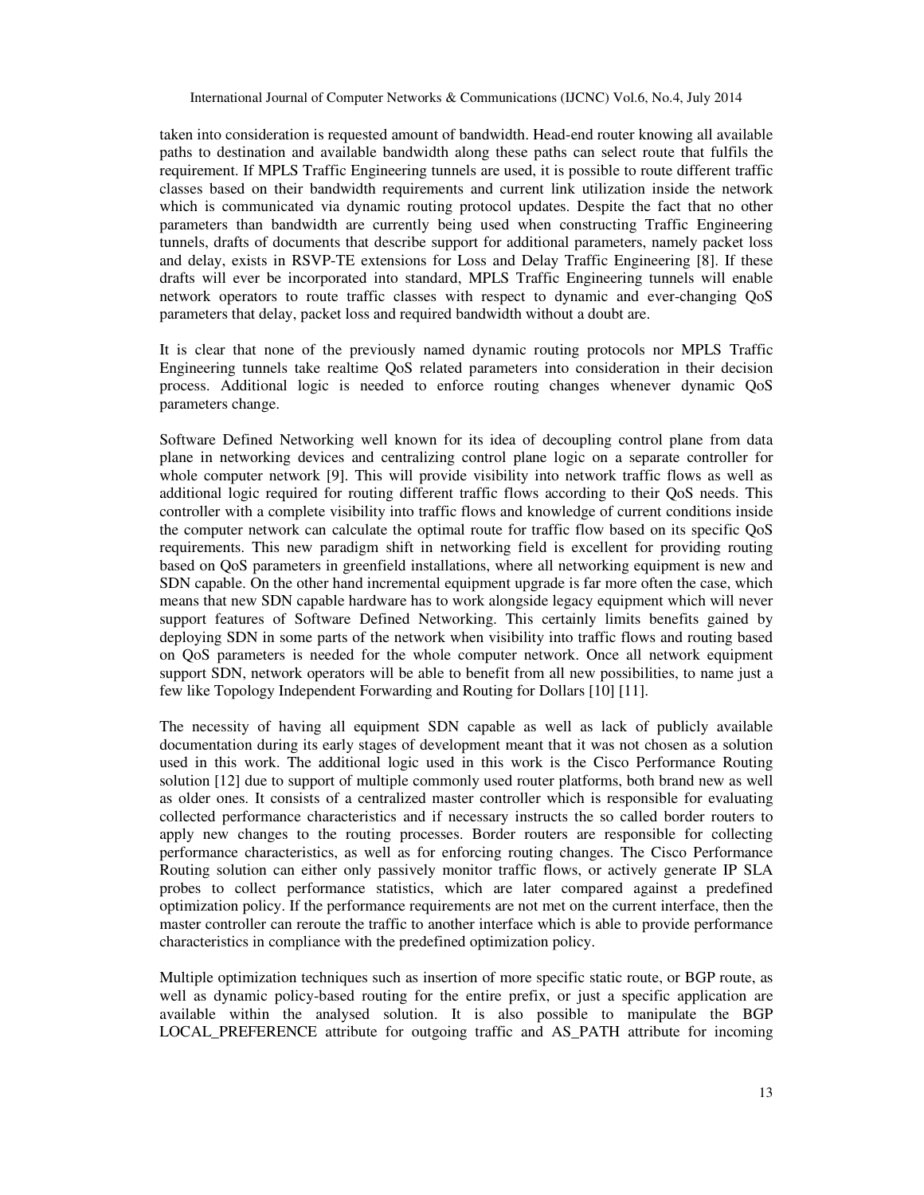taken into consideration is requested amount of bandwidth. Head-end router knowing all available paths to destination and available bandwidth along these paths can select route that fulfils the requirement. If MPLS Traffic Engineering tunnels are used, it is possible to route different traffic classes based on their bandwidth requirements and current link utilization inside the network which is communicated via dynamic routing protocol updates. Despite the fact that no other parameters than bandwidth are currently being used when constructing Traffic Engineering tunnels, drafts of documents that describe support for additional parameters, namely packet loss and delay, exists in RSVP-TE extensions for Loss and Delay Traffic Engineering [8]. If these drafts will ever be incorporated into standard, MPLS Traffic Engineering tunnels will enable network operators to route traffic classes with respect to dynamic and ever-changing QoS parameters that delay, packet loss and required bandwidth without a doubt are.

It is clear that none of the previously named dynamic routing protocols nor MPLS Traffic Engineering tunnels take realtime QoS related parameters into consideration in their decision process. Additional logic is needed to enforce routing changes whenever dynamic QoS parameters change.

Software Defined Networking well known for its idea of decoupling control plane from data plane in networking devices and centralizing control plane logic on a separate controller for whole computer network [9]. This will provide visibility into network traffic flows as well as additional logic required for routing different traffic flows according to their QoS needs. This controller with a complete visibility into traffic flows and knowledge of current conditions inside the computer network can calculate the optimal route for traffic flow based on its specific QoS requirements. This new paradigm shift in networking field is excellent for providing routing based on QoS parameters in greenfield installations, where all networking equipment is new and SDN capable. On the other hand incremental equipment upgrade is far more often the case, which means that new SDN capable hardware has to work alongside legacy equipment which will never support features of Software Defined Networking. This certainly limits benefits gained by deploying SDN in some parts of the network when visibility into traffic flows and routing based on QoS parameters is needed for the whole computer network. Once all network equipment support SDN, network operators will be able to benefit from all new possibilities, to name just a few like Topology Independent Forwarding and Routing for Dollars [10] [11].

The necessity of having all equipment SDN capable as well as lack of publicly available documentation during its early stages of development meant that it was not chosen as a solution used in this work. The additional logic used in this work is the Cisco Performance Routing solution [12] due to support of multiple commonly used router platforms, both brand new as well as older ones. It consists of a centralized master controller which is responsible for evaluating collected performance characteristics and if necessary instructs the so called border routers to apply new changes to the routing processes. Border routers are responsible for collecting performance characteristics, as well as for enforcing routing changes. The Cisco Performance Routing solution can either only passively monitor traffic flows, or actively generate IP SLA probes to collect performance statistics, which are later compared against a predefined optimization policy. If the performance requirements are not met on the current interface, then the master controller can reroute the traffic to another interface which is able to provide performance characteristics in compliance with the predefined optimization policy.

Multiple optimization techniques such as insertion of more specific static route, or BGP route, as well as dynamic policy-based routing for the entire prefix, or just a specific application are available within the analysed solution. It is also possible to manipulate the BGP LOCAL_PREFERENCE attribute for outgoing traffic and AS_PATH attribute for incoming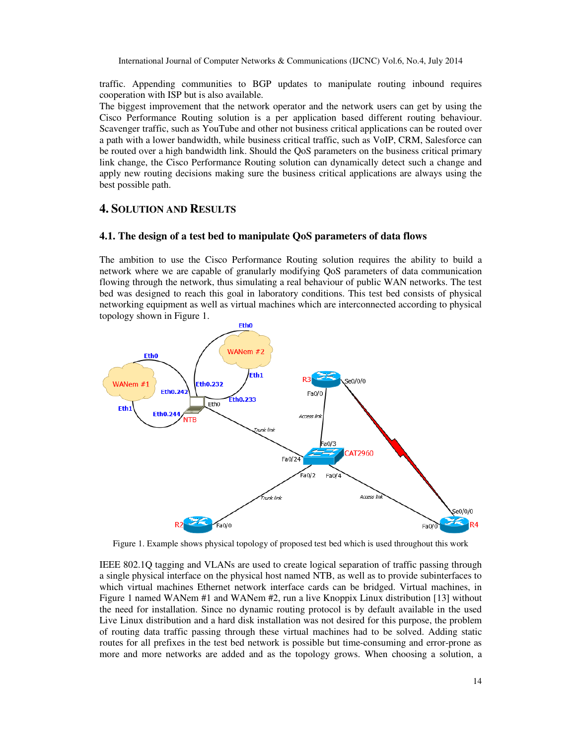traffic. Appending communities to BGP updates to manipulate routing inbound requires cooperation with ISP but is also available.
The biggest improvement that the network operator and the network users can get by using the Cisco Performance Routing solution is a per application based different routing behaviour. Scavenger traffic, such as YouTube and other not business critical applications can be routed over a path with a lower bandwidth, while business critical traffic, such as VoIP, CRM, Salesforce can be routed over a high bandwidth link. Should the QoS parameters on the business critical primary link change, the Cisco Performance Routing solution can dynamically detect such a change and apply new routing decisions making sure the business critical applications are always using the best possible path.

## 4. Solution and Results

### 4.1. The design of a test bed to manipulate QoS parameters of data flows

The ambition to use the Cisco Performance Routing solution requires the ability to build a network where we are capable of granularly modifying QoS parameters of data communication flowing through the network, thus simulating a real behaviour of public WAN networks. The test bed was designed to reach this goal in laboratory conditions. This test bed consists of physical networking equipment as well as virtual machines which are interconnected according to physical topology shown in Figure 1.

Figure 1. Example shows physical topology of proposed test bed which is used throughout this work

IEEE 802.1Q tagging and VLANs are used to create logical separation of traffic passing through a single physical interface on the physical host named NTB, as well as to provide subinterfaces to which virtual machines Ethernet network interface cards can be bridged. Virtual machines, in Figure 1 named WANem #1 and WANem #2, run a live Knoppix Linux distribution [13] without the need for installation. Since no dynamic routing protocol is by default available in the used Live Linux distribution and a hard disk installation was not desired for this purpose, the problem of routing data traffic passing through these virtual machines had to be solved. Adding static routes for all prefixes in the test bed network is possible but time-consuming and error-prone as more and more networks are added and as the topology grows. When choosing a solution, a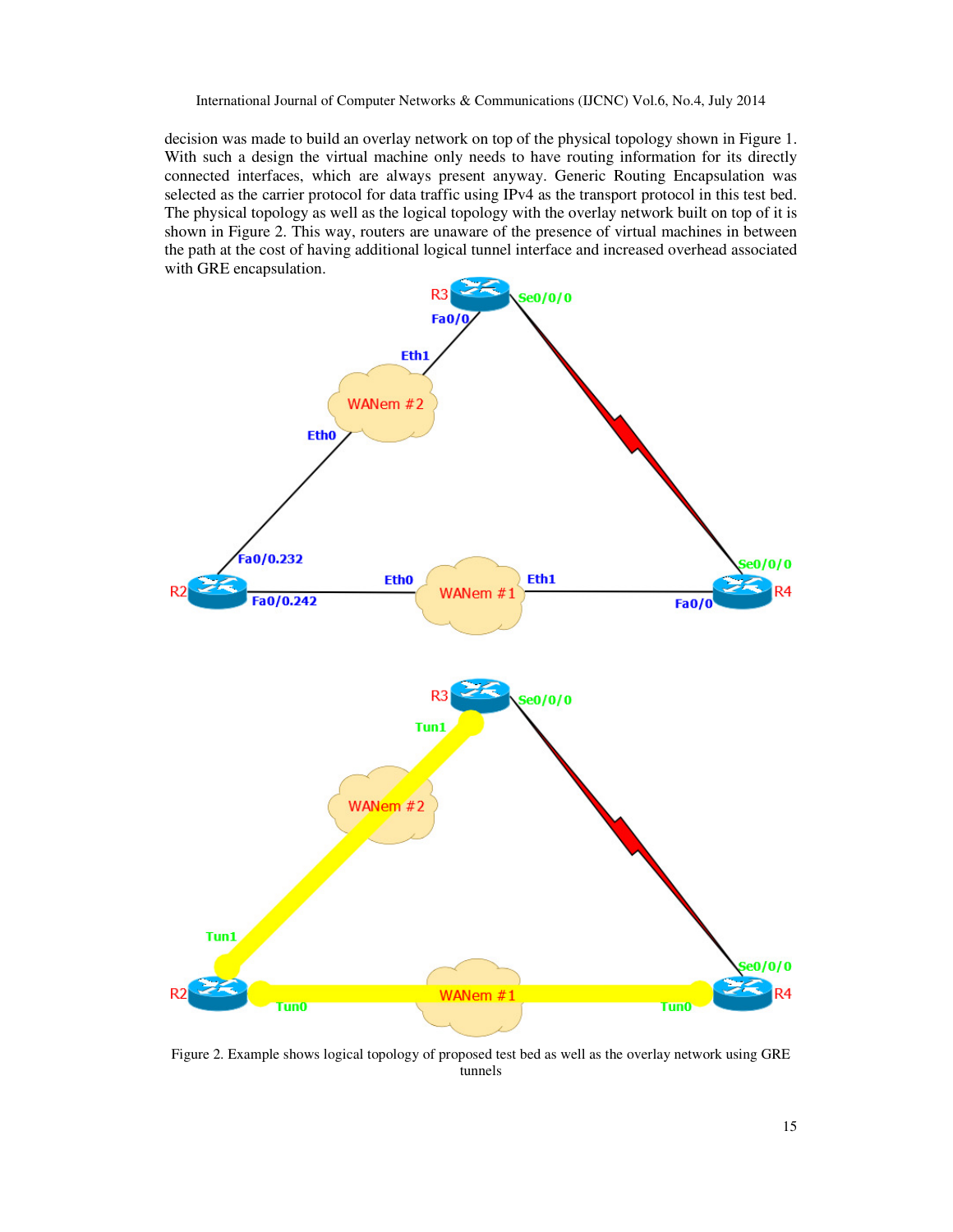decision was made to build an overlay network on top of the physical topology shown in Figure 1. With such a design the virtual machine only needs to have routing information for its directly connected interfaces, which are always present anyway. Generic Routing Encapsulation was selected as the carrier protocol for data traffic using IPv4 as the transport protocol in this test bed. The physical topology as well as the logical topology with the overlay network built on top of it is shown in Figure 2. This way, routers are unaware of the presence of virtual machines in between the path at the cost of having additional logical tunnel interface and increased overhead associated with GRE encapsulation.

Figure 2. Example shows logical topology of proposed test bed as well as the overlay network using GRE tunnels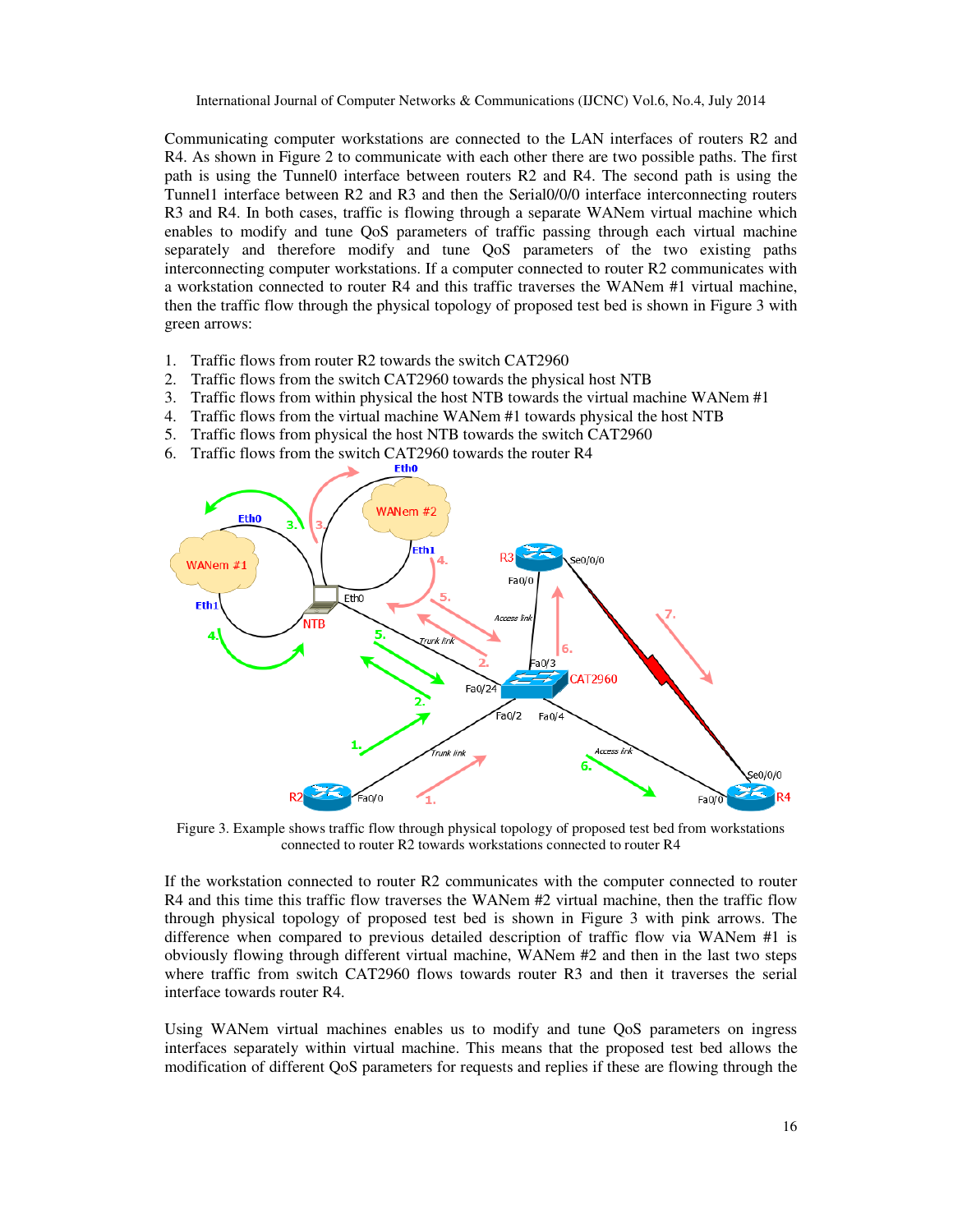Communicating computer workstations are connected to the LAN interfaces of routers R2 and R4. As shown in Figure 2 to communicate with each other there are two possible paths. The first path is using the Tunnel0 interface between routers R2 and R4. The second path is using the Tunnel1 interface between R2 and R3 and then the Serial0/0/0 interface interconnecting routers R3 and R4. In both cases, traffic is flowing through a separate WANem virtual machine which enables to modify and tune QoS parameters of traffic passing through each virtual machine separately and therefore modify and tune QoS parameters of the two existing paths interconnecting computer workstations. If a computer connected to router R2 communicates with a workstation connected to router R4 and this traffic traverses the WANem #1 virtual machine, then the traffic flow through the physical topology of proposed test bed is shown in Figure 3 with green arrows:

1. Traffic flows from router R2 towards the switch CAT2960
2. Traffic flows from the switch CAT2960 towards the physical host NTB
3. Traffic flows from within physical the host NTB towards the virtual machine WANem #1
4. Traffic flows from the virtual machine WANem #1 towards physical the host NTB
5. Traffic flows from physical the host NTB towards the switch CAT2960
6. Traffic flows from the switch CAT2960 towards the router R4

Figure 3. Example shows traffic flow through physical topology of proposed test bed from workstations connected to router R2 towards workstations connected to router R4

If the workstation connected to router R2 communicates with the computer connected to router R4 and this time this traffic flow traverses the WANem #2 virtual machine, then the traffic flow through physical topology of proposed test bed is shown in Figure 3 with pink arrows. The difference when compared to previous detailed description of traffic flow via WANem #1 is obviously flowing through different virtual machine, WANem #2 and then in the last two steps where traffic from switch CAT2960 flows towards router R3 and then it traverses the serial interface towards router R4.

Using WANem virtual machines enables us to modify and tune QoS parameters on ingress interfaces separately within virtual machine. This means that the proposed test bed allows the modification of different QoS parameters for requests and replies if these are flowing through the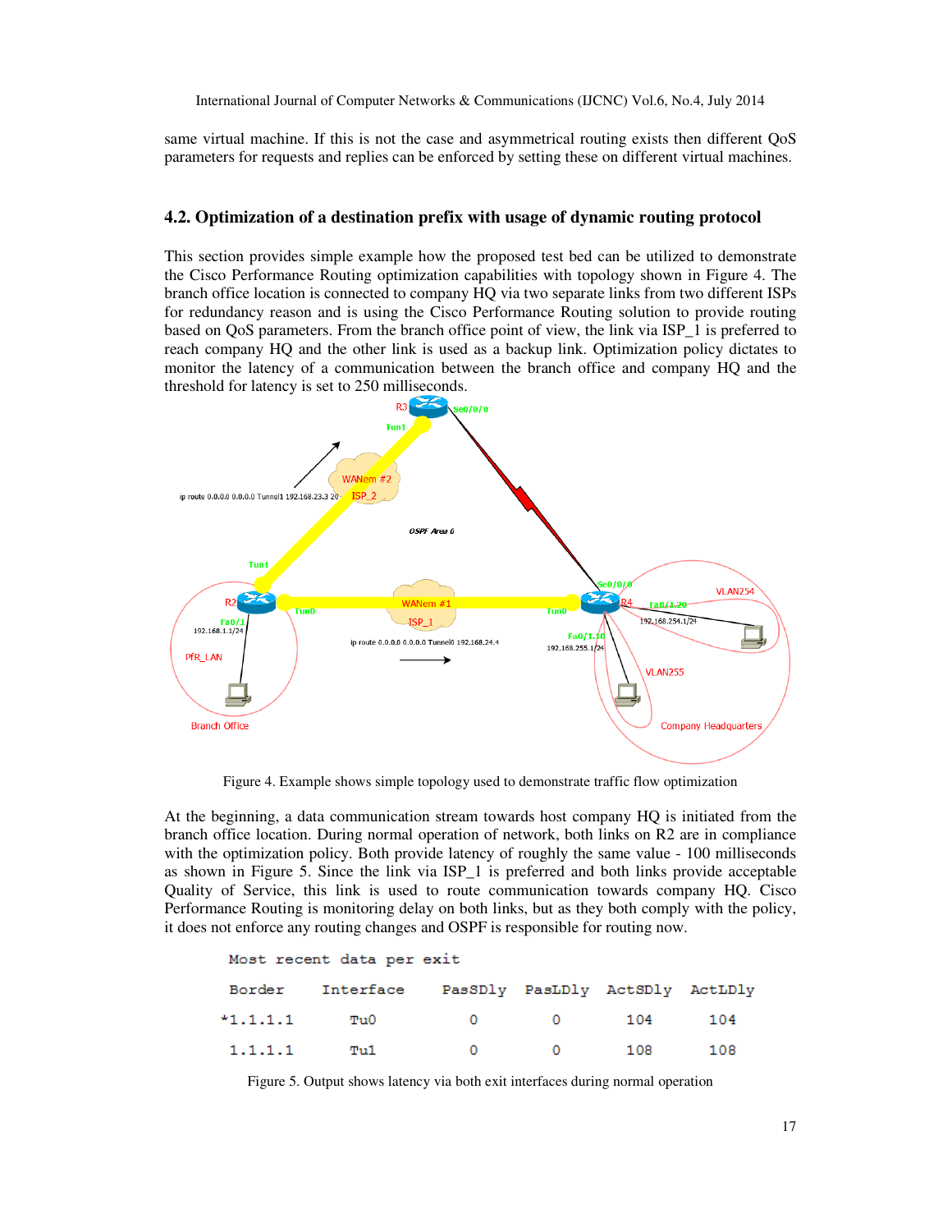same virtual machine. If this is not the case and asymmetrical routing exists then different QoS parameters for requests and replies can be enforced by setting these on different virtual machines.

### 4.2. Optimization of a destination prefix with usage of dynamic routing protocol

This section provides simple example how the proposed test bed can be utilized to demonstrate the Cisco Performance Routing optimization capabilities with topology shown in Figure 4. The branch office location is connected to company HQ via two separate links from two different ISPs for redundancy reason and is using the Cisco Performance Routing solution to provide routing based on QoS parameters. From the branch office point of view, the link via ISP_1 is preferred to reach company HQ and the other link is used as a backup link. Optimization policy dictates to monitor the latency of a communication between the branch office and company HQ and the threshold for latency is set to 250 milliseconds.

Figure 4. Example shows simple topology used to demonstrate traffic flow optimization

At the beginning, a data communication stream towards host company HQ is initiated from the branch office location. During normal operation of network, both links on R2 are in compliance with the optimization policy. Both provide latency of roughly the same value - 100 milliseconds as shown in Figure 5. Since the link via ISP_1 is preferred and both links provide acceptable Quality of Service, this link is used to route communication towards company HQ. Cisco Performance Routing is monitoring delay on both links, but as they both comply with the policy, it does not enforce any routing changes and OSPF is responsible for routing now.

```
Most recent data per exit

 Border     Interface     PasSDly   PasLDly   ActSDly   ActLDly
*1.1.1.1       Tu0           0         0        104       104
 1.1.1.1       Tu1           0         0        108       108
```

Figure 5. Output shows latency via both exit interfaces during normal operation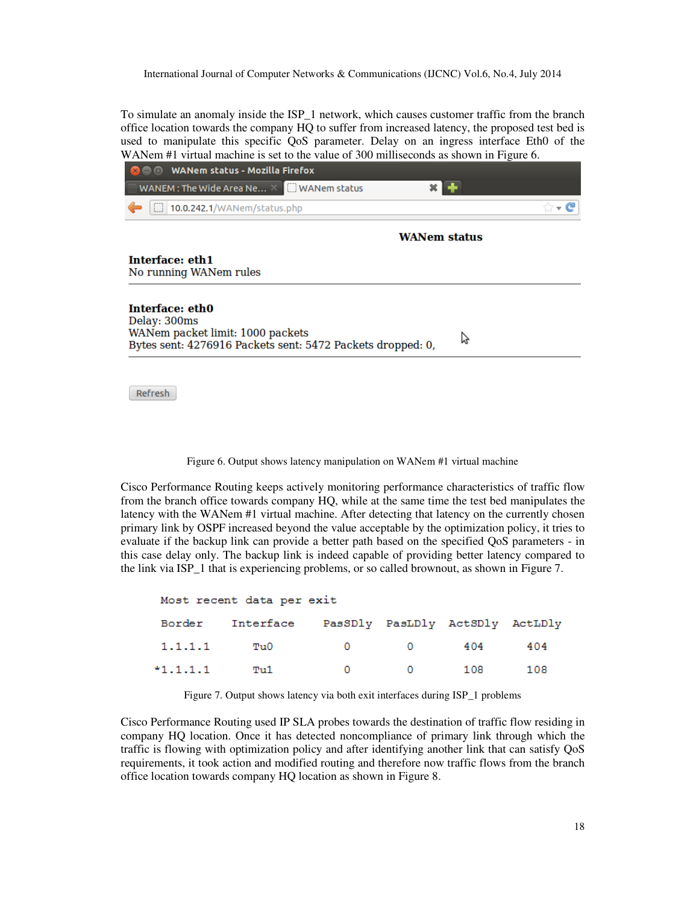To simulate an anomaly inside the ISP_1 network, which causes customer traffic from the branch office location towards the company HQ to suffer from increased latency, the proposed test bed is used to manipulate this specific QoS parameter. Delay on an ingress interface Eth0 of the WANem #1 virtual machine is set to the value of 300 milliseconds as shown in Figure 6.

```
WANem status

Interface: eth1
No running WANem rules

Interface: eth0
Delay: 300ms
WANem packet limit: 1000 packets
Bytes sent: 4276916 Packets sent: 5472 Packets dropped: 0,

Refresh
```

Figure 6. Output shows latency manipulation on WANem #1 virtual machine

Cisco Performance Routing keeps actively monitoring performance characteristics of traffic flow from the branch office towards company HQ, while at the same time the test bed manipulates the latency with the WANem #1 virtual machine. After detecting that latency on the currently chosen primary link by OSPF increased beyond the value acceptable by the optimization policy, it tries to evaluate if the backup link can provide a better path based on the specified QoS parameters - in this case delay only. The backup link is indeed capable of providing better latency compared to the link via ISP_1 that is experiencing problems, or so called brownout, as shown in Figure 7.

```
Most recent data per exit

 Border    Interface    PasSDly  PasLDly  ActSDly  ActLDly
 1.1.1.1      Tu0          0        0       404      404
*1.1.1.1      Tu1          0        0       108      108
```

Figure 7. Output shows latency via both exit interfaces during ISP_1 problems

Cisco Performance Routing used IP SLA probes towards the destination of traffic flow residing in company HQ location. Once it has detected noncompliance of primary link through which the traffic is flowing with optimization policy and after identifying another link that can satisfy QoS requirements, it took action and modified routing and therefore now traffic flows from the branch office location towards company HQ location as shown in Figure 8.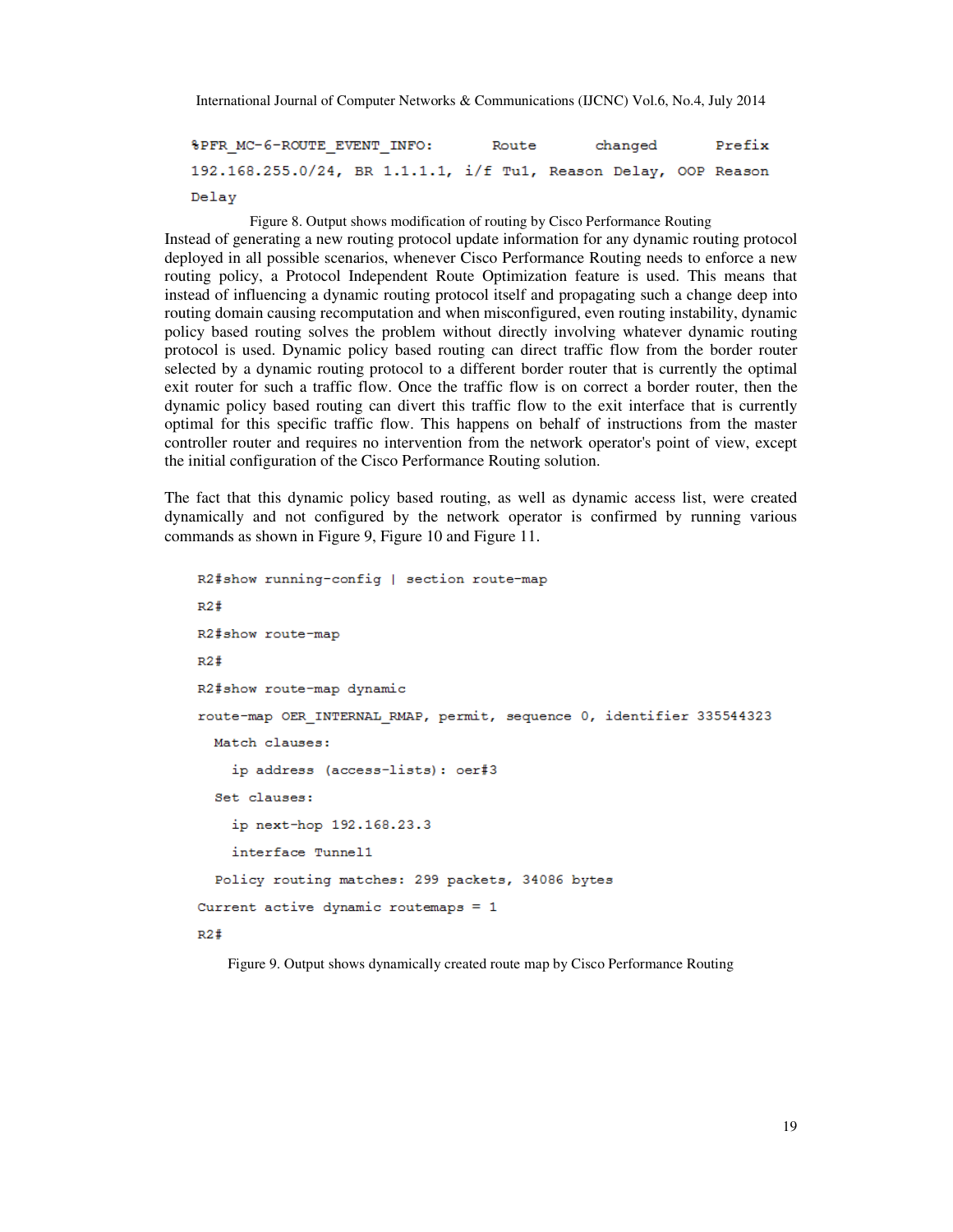```
%PFR_MC-6-ROUTE_EVENT_INFO:      Route      changed      Prefix
192.168.255.0/24, BR 1.1.1.1, i/f Tu1, Reason Delay, OOP Reason
Delay
```

Figure 8. Output shows modification of routing by Cisco Performance Routing

Instead of generating a new routing protocol update information for any dynamic routing protocol deployed in all possible scenarios, whenever Cisco Performance Routing needs to enforce a new routing policy, a Protocol Independent Route Optimization feature is used. This means that instead of influencing a dynamic routing protocol itself and propagating such a change deep into routing domain causing recomputation and when misconfigured, even routing instability, dynamic policy based routing solves the problem without directly involving whatever dynamic routing protocol is used. Dynamic policy based routing can direct traffic flow from the border router selected by a dynamic routing protocol to a different border router that is currently the optimal exit router for such a traffic flow. Once the traffic flow is on correct a border router, then the dynamic policy based routing can divert this traffic flow to the exit interface that is currently optimal for this specific traffic flow. This happens on behalf of instructions from the master controller router and requires no intervention from the network operator's point of view, except the initial configuration of the Cisco Performance Routing solution.

The fact that this dynamic policy based routing, as well as dynamic access list, were created dynamically and not configured by the network operator is confirmed by running various commands as shown in Figure 9, Figure 10 and Figure 11.

```
R2#show running-config | section route-map
R2#
R2#show route-map
R2#
R2#show route-map dynamic
route-map OER_INTERNAL_RMAP, permit, sequence 0, identifier 335544323
  Match clauses:
    ip address (access-lists): oer#3
  Set clauses:
    ip next-hop 192.168.23.3
    interface Tunnel1
  Policy routing matches: 299 packets, 34086 bytes
Current active dynamic routemaps = 1
R2#
```

Figure 9. Output shows dynamically created route map by Cisco Performance Routing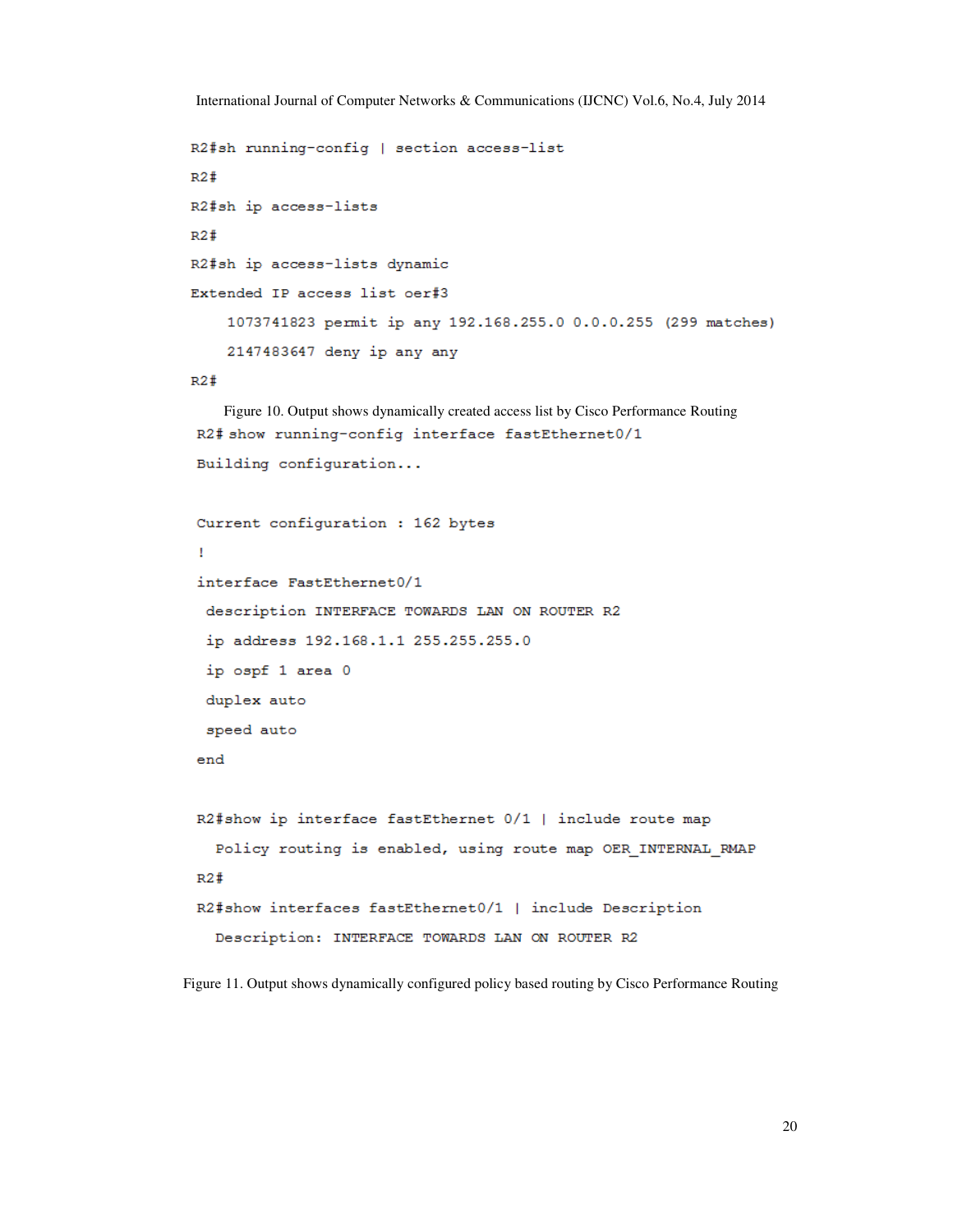```
R2#sh running-config | section access-list
R2#
R2#sh ip access-lists
R2#
R2#sh ip access-lists dynamic
Extended IP access list oer#3
    1073741823 permit ip any 192.168.255.0 0.0.0.255 (299 matches)
    2147483647 deny ip any any
R2#
```

Figure 10. Output shows dynamically created access list by Cisco Performance Routing

```
R2# show running-config interface fastEthernet0/1
Building configuration...

Current configuration : 162 bytes
!
interface FastEthernet0/1
 description INTERFACE TOWARDS LAN ON ROUTER R2
 ip address 192.168.1.1 255.255.255.0
 ip ospf 1 area 0
 duplex auto
 speed auto
end

R2#show ip interface fastEthernet 0/1 | include route map
  Policy routing is enabled, using route map OER_INTERNAL_RMAP
R2#
R2#show interfaces fastEthernet0/1 | include Description
  Description: INTERFACE TOWARDS LAN ON ROUTER R2
```

Figure 11. Output shows dynamically configured policy based routing by Cisco Performance Routing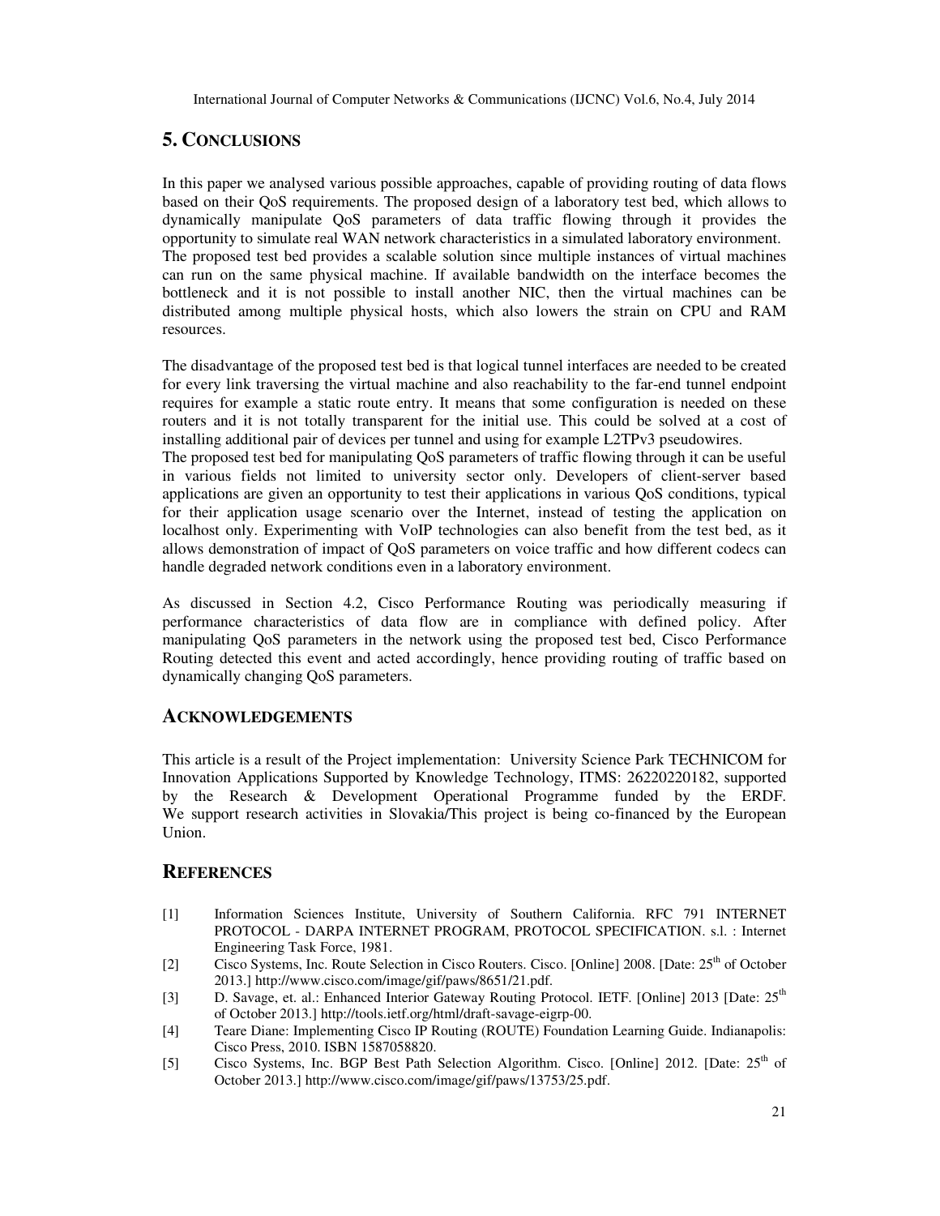## 5. CONCLUSIONS

In this paper we analysed various possible approaches, capable of providing routing of data flows based on their QoS requirements. The proposed design of a laboratory test bed, which allows to dynamically manipulate QoS parameters of data traffic flowing through it provides the opportunity to simulate real WAN network characteristics in a simulated laboratory environment. The proposed test bed provides a scalable solution since multiple instances of virtual machines can run on the same physical machine. If available bandwidth on the interface becomes the bottleneck and it is not possible to install another NIC, then the virtual machines can be distributed among multiple physical hosts, which also lowers the strain on CPU and RAM resources.

The disadvantage of the proposed test bed is that logical tunnel interfaces are needed to be created for every link traversing the virtual machine and also reachability to the far-end tunnel endpoint requires for example a static route entry. It means that some configuration is needed on these routers and it is not totally transparent for the initial use. This could be solved at a cost of installing additional pair of devices per tunnel and using for example L2TPv3 pseudowires. The proposed test bed for manipulating QoS parameters of traffic flowing through it can be useful in various fields not limited to university sector only. Developers of client-server based applications are given an opportunity to test their applications in various QoS conditions, typical for their application usage scenario over the Internet, instead of testing the application on localhost only. Experimenting with VoIP technologies can also benefit from the test bed, as it allows demonstration of impact of QoS parameters on voice traffic and how different codecs can handle degraded network conditions even in a laboratory environment.

As discussed in Section 4.2, Cisco Performance Routing was periodically measuring if performance characteristics of data flow are in compliance with defined policy. After manipulating QoS parameters in the network using the proposed test bed, Cisco Performance Routing detected this event and acted accordingly, hence providing routing of traffic based on dynamically changing QoS parameters.

## ACKNOWLEDGEMENTS

This article is a result of the Project implementation: University Science Park TECHNICOM for Innovation Applications Supported by Knowledge Technology, ITMS: 26220220182, supported by the Research & Development Operational Programme funded by the ERDF. We support research activities in Slovakia/This project is being co-financed by the European Union.

## REFERENCES

[1] Information Sciences Institute, University of Southern California. RFC 791 INTERNET PROTOCOL - DARPA INTERNET PROGRAM, PROTOCOL SPECIFICATION. s.l. : Internet Engineering Task Force, 1981.

[2] Cisco Systems, Inc. Route Selection in Cisco Routers. Cisco. [Online] 2008. [Date: 25th of October 2013.] http://www.cisco.com/image/gif/paws/8651/21.pdf.

[3] D. Savage, et. al.: Enhanced Interior Gateway Routing Protocol. IETF. [Online] 2013 [Date: 25th of October 2013.] http://tools.ietf.org/html/draft-savage-eigrp-00.

[4] Teare Diane: Implementing Cisco IP Routing (ROUTE) Foundation Learning Guide. Indianapolis: Cisco Press, 2010. ISBN 1587058820.

[5] Cisco Systems, Inc. BGP Best Path Selection Algorithm. Cisco. [Online] 2012. [Date: 25th of October 2013.] http://www.cisco.com/image/gif/paws/13753/25.pdf.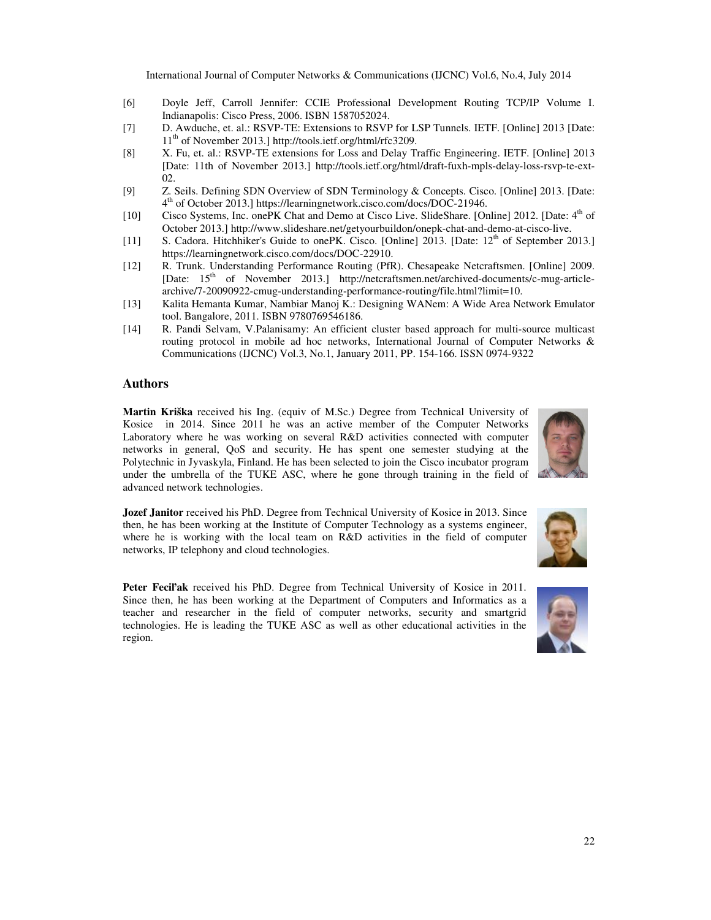[6] Doyle Jeff, Carroll Jennifer: CCIE Professional Development Routing TCP/IP Volume I. Indianapolis: Cisco Press, 2006. ISBN 1587052024.

[7] D. Awduche, et. al.: RSVP-TE: Extensions to RSVP for LSP Tunnels. IETF. [Online] 2013 [Date: 11th of November 2013.] http://tools.ietf.org/html/rfc3209.

[8] X. Fu, et. al.: RSVP-TE extensions for Loss and Delay Traffic Engineering. IETF. [Online] 2013 [Date: 11th of November 2013.] http://tools.ietf.org/html/draft-fuxh-mpls-delay-loss-rsvp-te-ext-02.

[9] Z. Seils. Defining SDN Overview of SDN Terminology & Concepts. Cisco. [Online] 2013. [Date: 4th of October 2013.] https://learningnetwork.cisco.com/docs/DOC-21946.

[10] Cisco Systems, Inc. onePK Chat and Demo at Cisco Live. SlideShare. [Online] 2012. [Date: 4th of October 2013.] http://www.slideshare.net/getyourbuildon/onepk-chat-and-demo-at-cisco-live.

[11] S. Cadora. Hitchhiker's Guide to onePK. Cisco. [Online] 2013. [Date: 12th of September 2013.] https://learningnetwork.cisco.com/docs/DOC-22910.

[12] R. Trunk. Understanding Performance Routing (PfR). Chesapeake Netcraftsmen. [Online] 2009. [Date: 15th of November 2013.] http://netcraftsmen.net/archived-documents/c-mug-article-archive/7-20090922-cmug-understanding-performance-routing/file.html?limit=10.

[13] Kalita Hemanta Kumar, Nambiar Manoj K.: Designing WANem: A Wide Area Network Emulator tool. Bangalore, 2011. ISBN 9780769546186.

[14] R. Pandi Selvam, V.Palanisamy: An efficient cluster based approach for multi-source multicast routing protocol in mobile ad hoc networks, International Journal of Computer Networks & Communications (IJCNC) Vol.3, No.1, January 2011, PP. 154-166. ISSN 0974-9322

## Authors

**Martin Kriška** received his Ing. (equiv of M.Sc.) Degree from Technical University of Kosice in 2014. Since 2011 he was an active member of the Computer Networks Laboratory where he was working on several R&D activities connected with computer networks in general, QoS and security. He has spent one semester studying at the Polytechnic in Jyvaskyla, Finland. He has been selected to join the Cisco incubator program under the umbrella of the TUKE ASC, where he gone through training in the field of advanced network technologies.

**Jozef Janitor** received his PhD. Degree from Technical University of Kosice in 2013. Since then, he has been working at the Institute of Computer Technology as a systems engineer, where he is working with the local team on R&D activities in the field of computer networks, IP telephony and cloud technologies.

**Peter Feciľak** received his PhD. Degree from Technical University of Kosice in 2011. Since then, he has been working at the Department of Computers and Informatics as a teacher and researcher in the field of computer networks, security and smartgrid technologies. He is leading the TUKE ASC as well as other educational activities in the region.